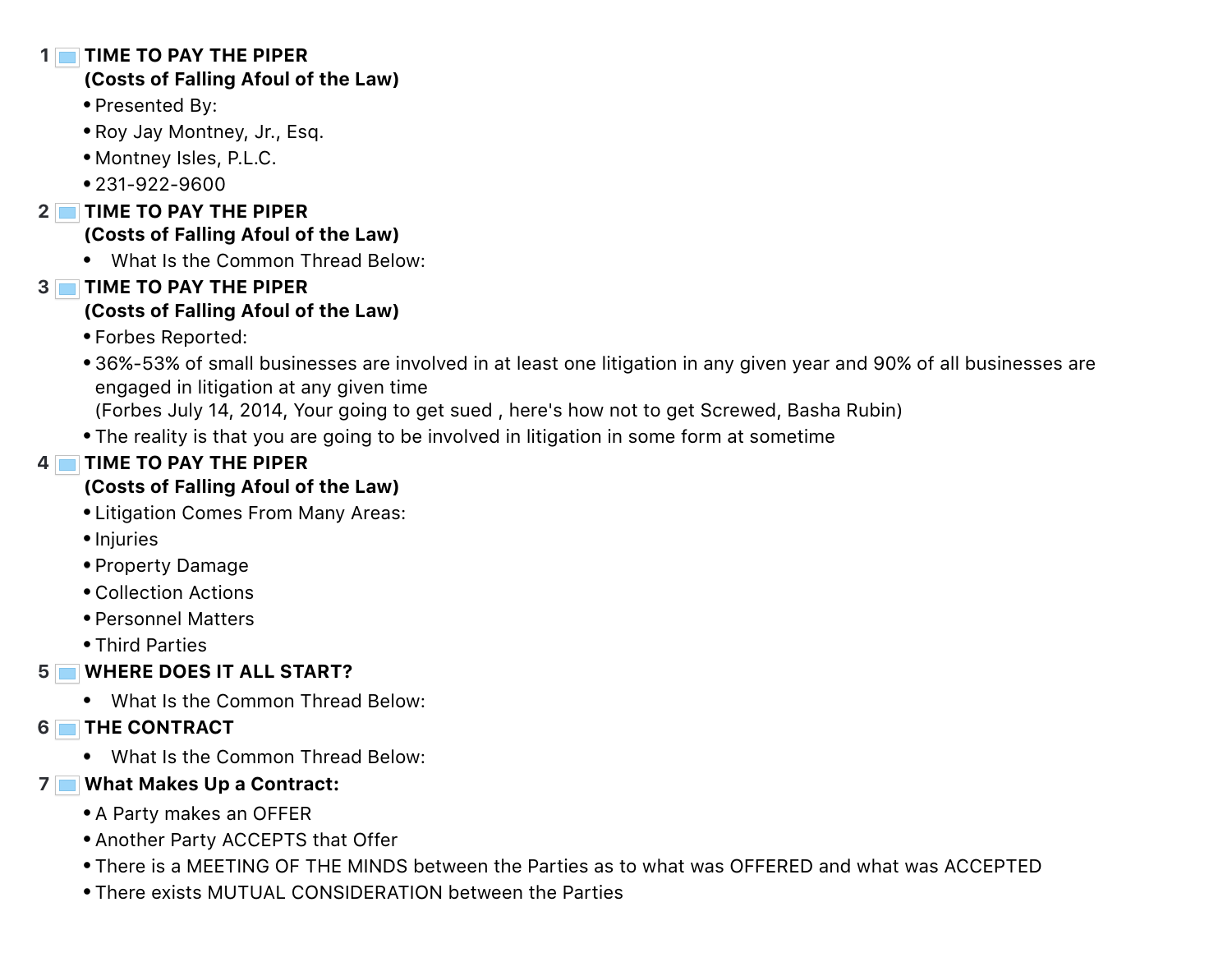1 **TIME TO PAY THE PIPER**
**(Costs of Falling Afoul of the Law)**

- Presented By:
- Roy Jay Montney, Jr., Esq.
- Montney Isles, P.L.C.
- 231-922-9600

2 **TIME TO PAY THE PIPER**
**(Costs of Falling Afoul of the Law)**

- What Is the Common Thread Below:

3 **TIME TO PAY THE PIPER**
**(Costs of Falling Afoul of the Law)**

- Forbes Reported:
- 36%-53% of small businesses are involved in at least one litigation in any given year and 90% of all businesses are engaged in litigation at any given time
  (Forbes July 14, 2014, Your going to get sued , here's how not to get Screwed, Basha Rubin)
- The reality is that you are going to be involved in litigation in some form at sometime

4 **TIME TO PAY THE PIPER**
**(Costs of Falling Afoul of the Law)**

- Litigation Comes From Many Areas:
- Injuries
- Property Damage
- Collection Actions
- Personnel Matters
- Third Parties

5 **WHERE DOES IT ALL START?**

- What Is the Common Thread Below:

6 **THE CONTRACT**

- What Is the Common Thread Below:

7 **What Makes Up a Contract:**

- A Party makes an OFFER
- Another Party ACCEPTS that Offer
- There is a MEETING OF THE MINDS between the Parties as to what was OFFERED and what was ACCEPTED
- There exists MUTUAL CONSIDERATION between the Parties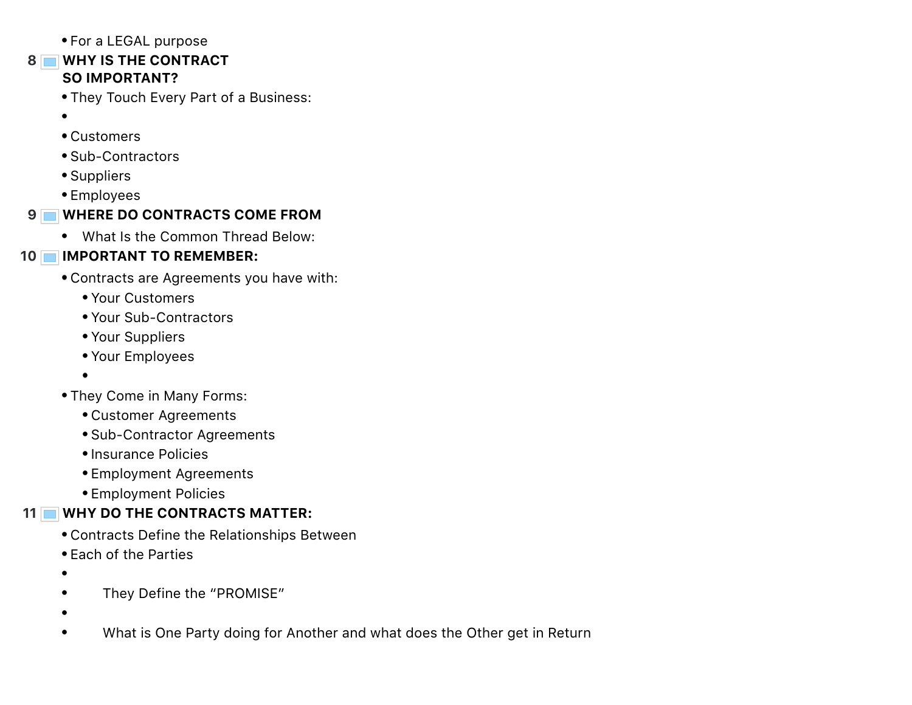- For a LEGAL purpose

## 8 WHY IS THE CONTRACT SO IMPORTANT?

- They Touch Every Part of a Business:
-
- Customers
- Sub-Contractors
- Suppliers
- Employees

## 9 WHERE DO CONTRACTS COME FROM

- What Is the Common Thread Below:

## 10 IMPORTANT TO REMEMBER:

- Contracts are Agreements you have with:
  - Your Customers
  - Your Sub-Contractors
  - Your Suppliers
  - Your Employees
  -
- They Come in Many Forms:
  - Customer Agreements
  - Sub-Contractor Agreements
  - Insurance Policies
  - Employment Agreements
  - Employment Policies

## 11 WHY DO THE CONTRACTS MATTER:

- Contracts Define the Relationships Between
- Each of the Parties
-
- They Define the "PROMISE"
-
- What is One Party doing for Another and what does the Other get in Return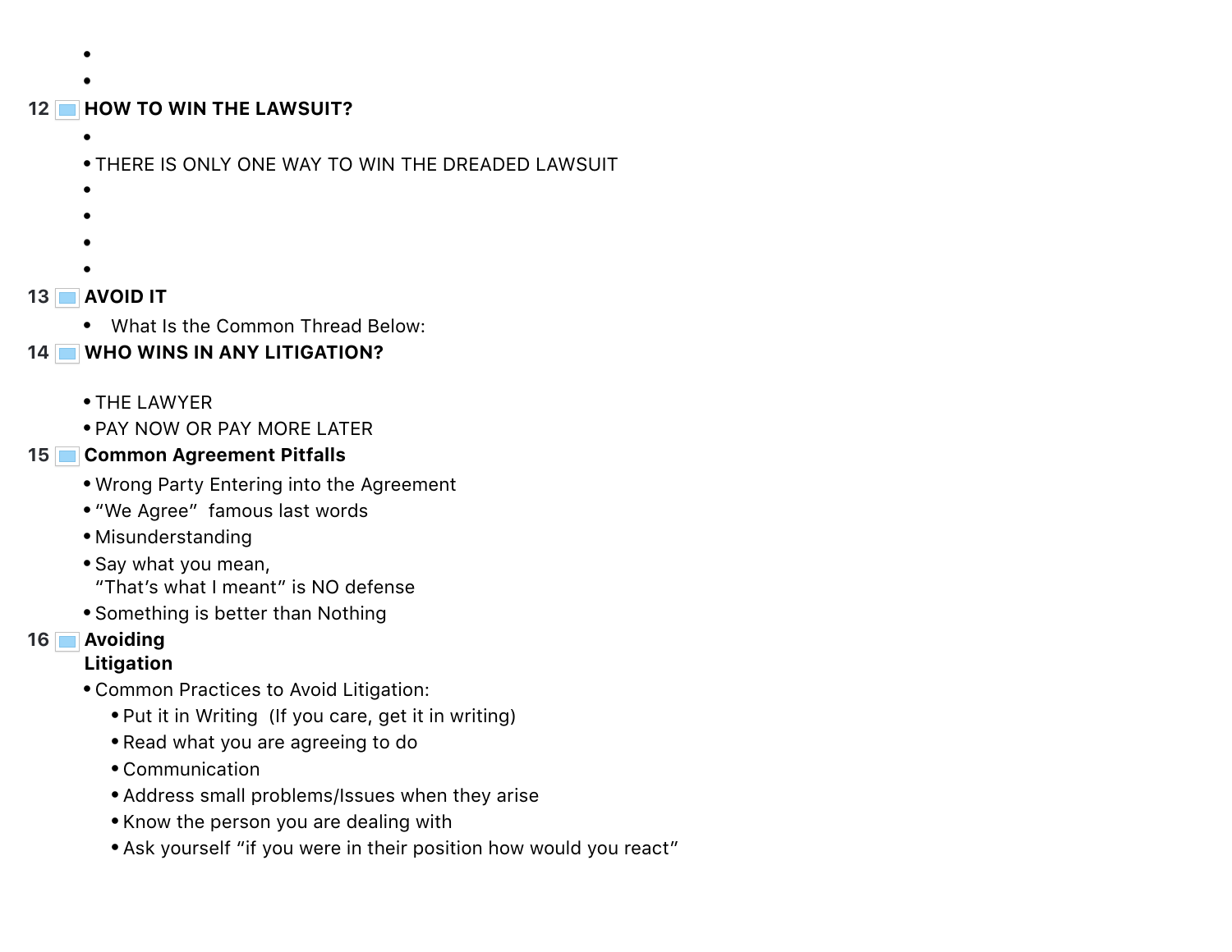## 12 HOW TO WIN THE LAWSUIT?

- THERE IS ONLY ONE WAY TO WIN THE DREADED LAWSUIT

## 13 AVOID IT

- What Is the Common Thread Below:

## 14 WHO WINS IN ANY LITIGATION?

- THE LAWYER
- PAY NOW OR PAY MORE LATER

## 15 Common Agreement Pitfalls

- Wrong Party Entering into the Agreement
- "We Agree" famous last words
- Misunderstanding
- Say what you mean,
  "That's what I meant" is NO defense
- Something is better than Nothing

## 16 Avoiding Litigation

- Common Practices to Avoid Litigation:
  - Put it in Writing (If you care, get it in writing)
  - Read what you are agreeing to do
  - Communication
  - Address small problems/Issues when they arise
  - Know the person you are dealing with
  - Ask yourself "if you were in their position how would you react"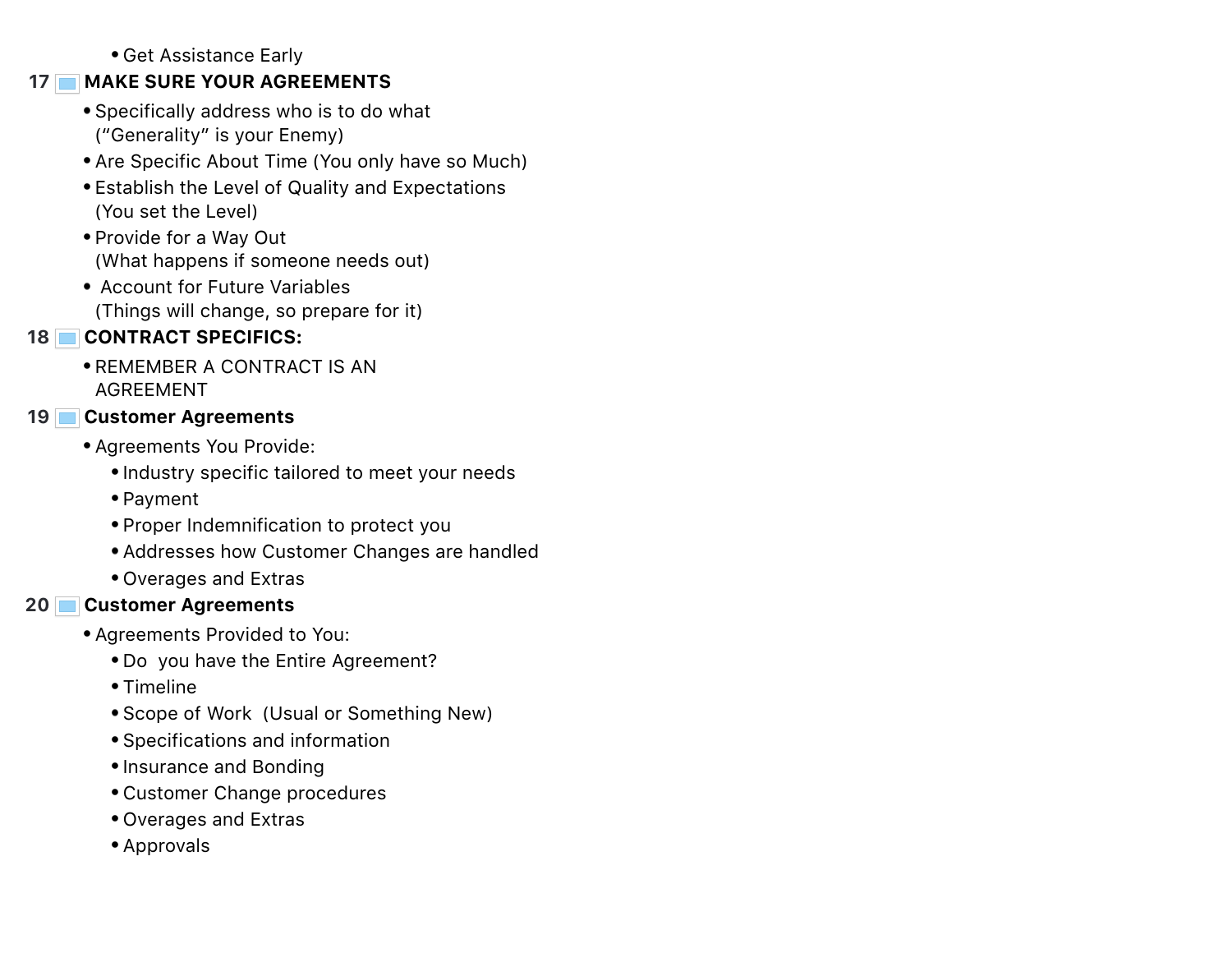- Get Assistance Early

## 17 MAKE SURE YOUR AGREEMENTS

- Specifically address who is to do what ("Generality" is your Enemy)
- Are Specific About Time (You only have so Much)
- Establish the Level of Quality and Expectations (You set the Level)
- Provide for a Way Out (What happens if someone needs out)
- Account for Future Variables (Things will change, so prepare for it)

## 18 CONTRACT SPECIFICS:

- REMEMBER A CONTRACT IS AN AGREEMENT

## 19 Customer Agreements

- Agreements You Provide:
  - Industry specific tailored to meet your needs
  - Payment
  - Proper Indemnification to protect you
  - Addresses how Customer Changes are handled
  - Overages and Extras

## 20 Customer Agreements

- Agreements Provided to You:
  - Do you have the Entire Agreement?
  - Timeline
  - Scope of Work (Usual or Something New)
  - Specifications and information
  - Insurance and Bonding
  - Customer Change procedures
  - Overages and Extras
  - Approvals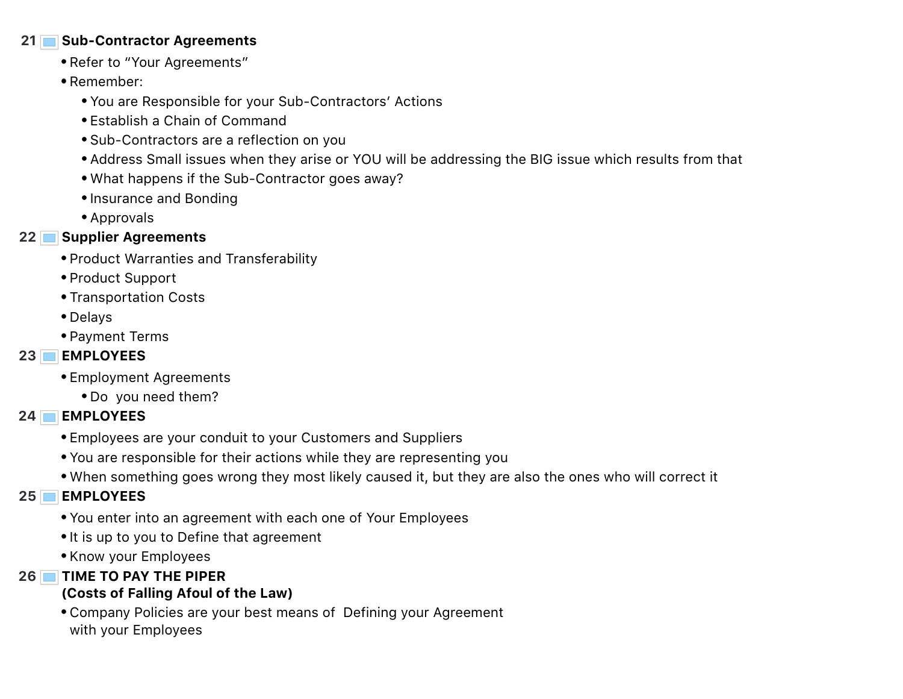## 21 Sub-Contractor Agreements

- Refer to "Your Agreements"
- Remember:
  - You are Responsible for your Sub-Contractors' Actions
  - Establish a Chain of Command
  - Sub-Contractors are a reflection on you
  - Address Small issues when they arise or YOU will be addressing the BIG issue which results from that
  - What happens if the Sub-Contractor goes away?
  - Insurance and Bonding
  - Approvals

## 22 Supplier Agreements

- Product Warranties and Transferability
- Product Support
- Transportation Costs
- Delays
- Payment Terms

## 23 EMPLOYEES

- Employment Agreements
  - Do  you need them?

## 24 EMPLOYEES

- Employees are your conduit to your Customers and Suppliers
- You are responsible for their actions while they are representing you
- When something goes wrong they most likely caused it, but they are also the ones who will correct it

## 25 EMPLOYEES

- You enter into an agreement with each one of Your Employees
- It is up to you to Define that agreement
- Know your Employees

## 26 TIME TO PAY THE PIPER (Costs of Falling Afoul of the Law)

- Company Policies are your best means of  Defining your Agreement with your Employees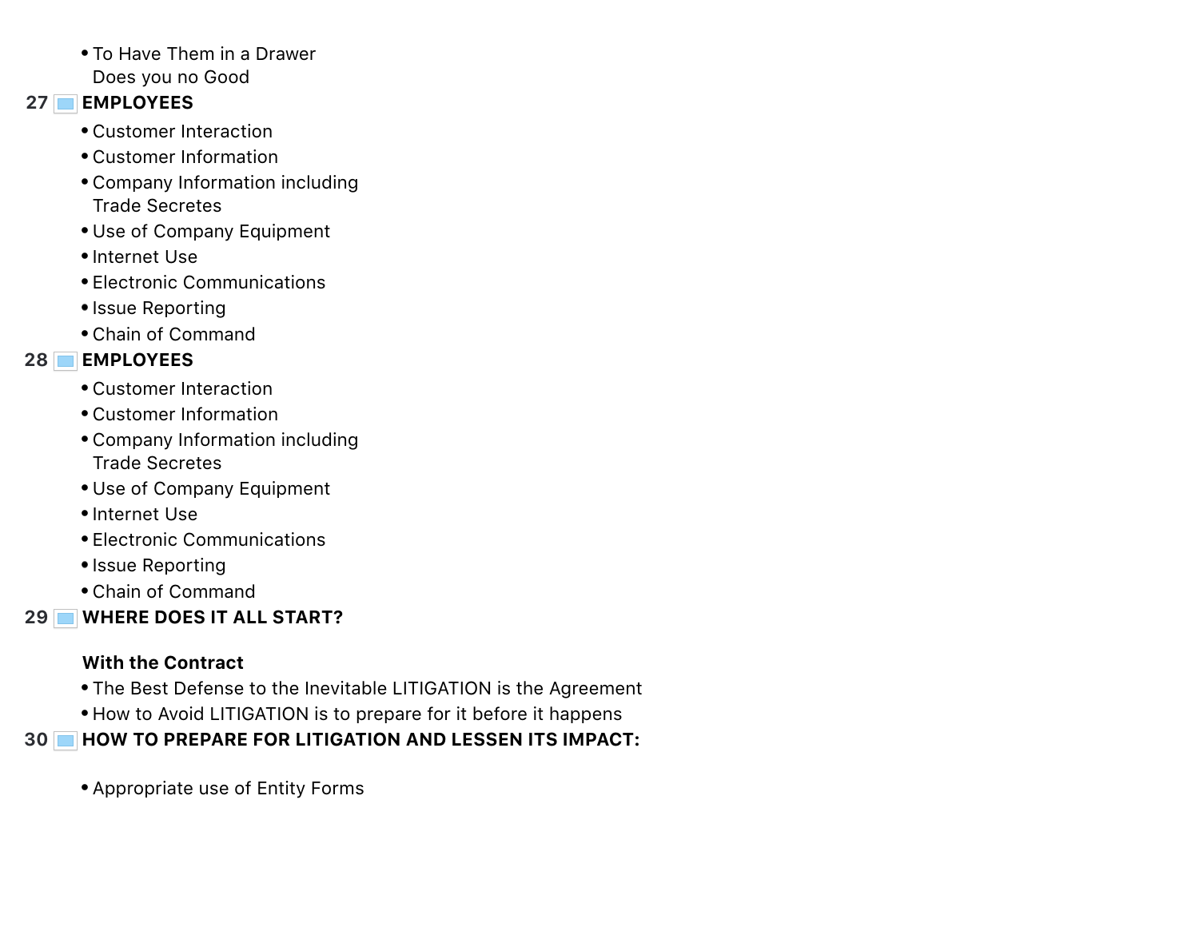- To Have Them in a Drawer Does you no Good

27 **EMPLOYEES**

- Customer Interaction
- Customer Information
- Company Information including Trade Secretes
- Use of Company Equipment
- Internet Use
- Electronic Communications
- Issue Reporting
- Chain of Command

28 **EMPLOYEES**

- Customer Interaction
- Customer Information
- Company Information including Trade Secretes
- Use of Company Equipment
- Internet Use
- Electronic Communications
- Issue Reporting
- Chain of Command

29 **WHERE DOES IT ALL START?**

**With the Contract**

- The Best Defense to the Inevitable LITIGATION is the Agreement
- How to Avoid LITIGATION is to prepare for it before it happens

30 **HOW TO PREPARE FOR LITIGATION AND LESSEN ITS IMPACT:**

- Appropriate use of Entity Forms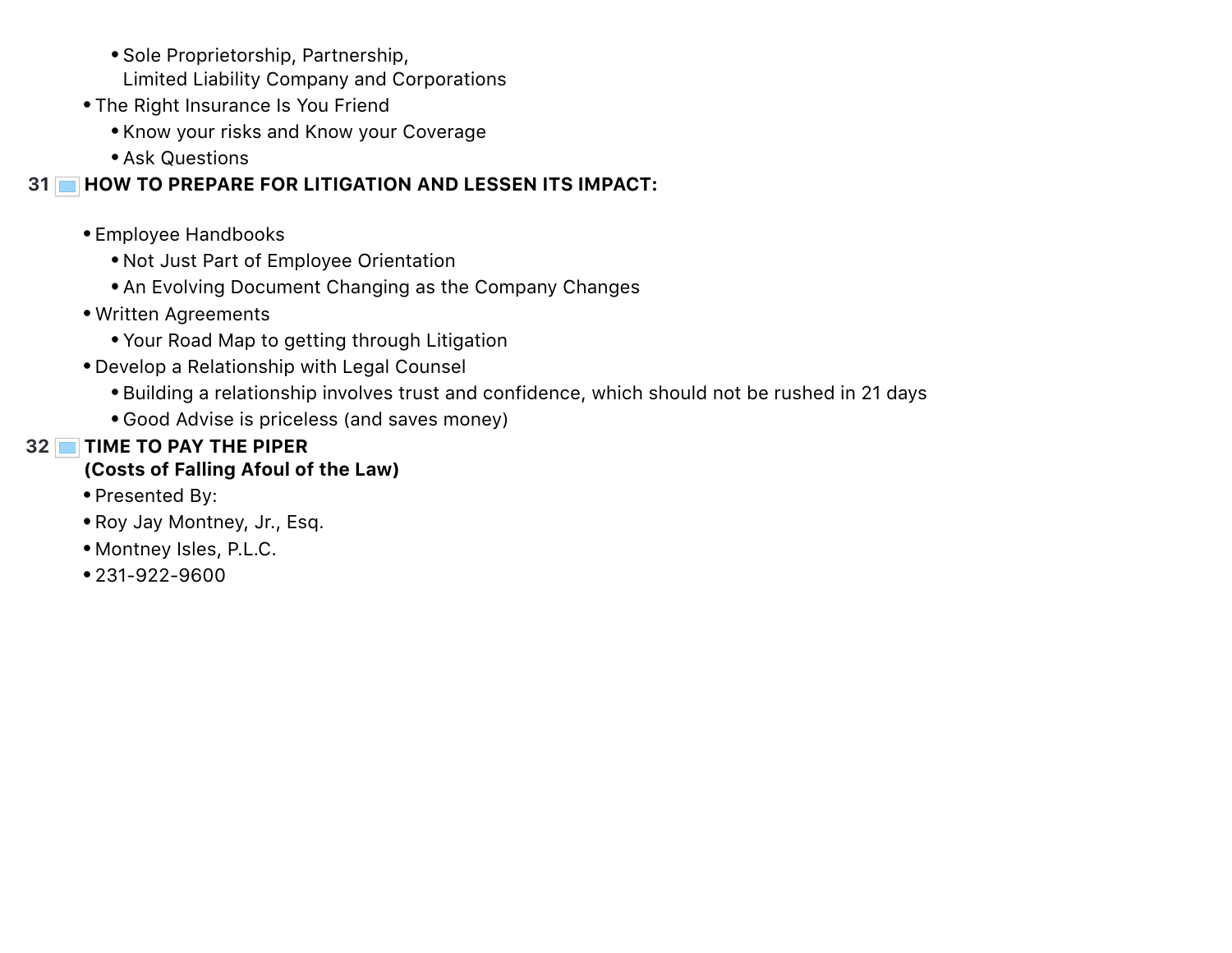- Sole Proprietorship, Partnership,
  Limited Liability Company and Corporations
- The Right Insurance Is You Friend
  - Know your risks and Know your Coverage
  - Ask Questions

31 **HOW TO PREPARE FOR LITIGATION AND LESSEN ITS IMPACT:**

- Employee Handbooks
  - Not Just Part of Employee Orientation
  - An Evolving Document Changing as the Company Changes
- Written Agreements
  - Your Road Map to getting through Litigation
- Develop a Relationship with Legal Counsel
  - Building a relationship involves trust and confidence, which should not be rushed in 21 days
  - Good Advise is priceless (and saves money)

32 **TIME TO PAY THE PIPER**
**(Costs of Falling Afoul of the Law)**

- Presented By:
- Roy Jay Montney, Jr., Esq.
- Montney Isles, P.L.C.
- 231-922-9600